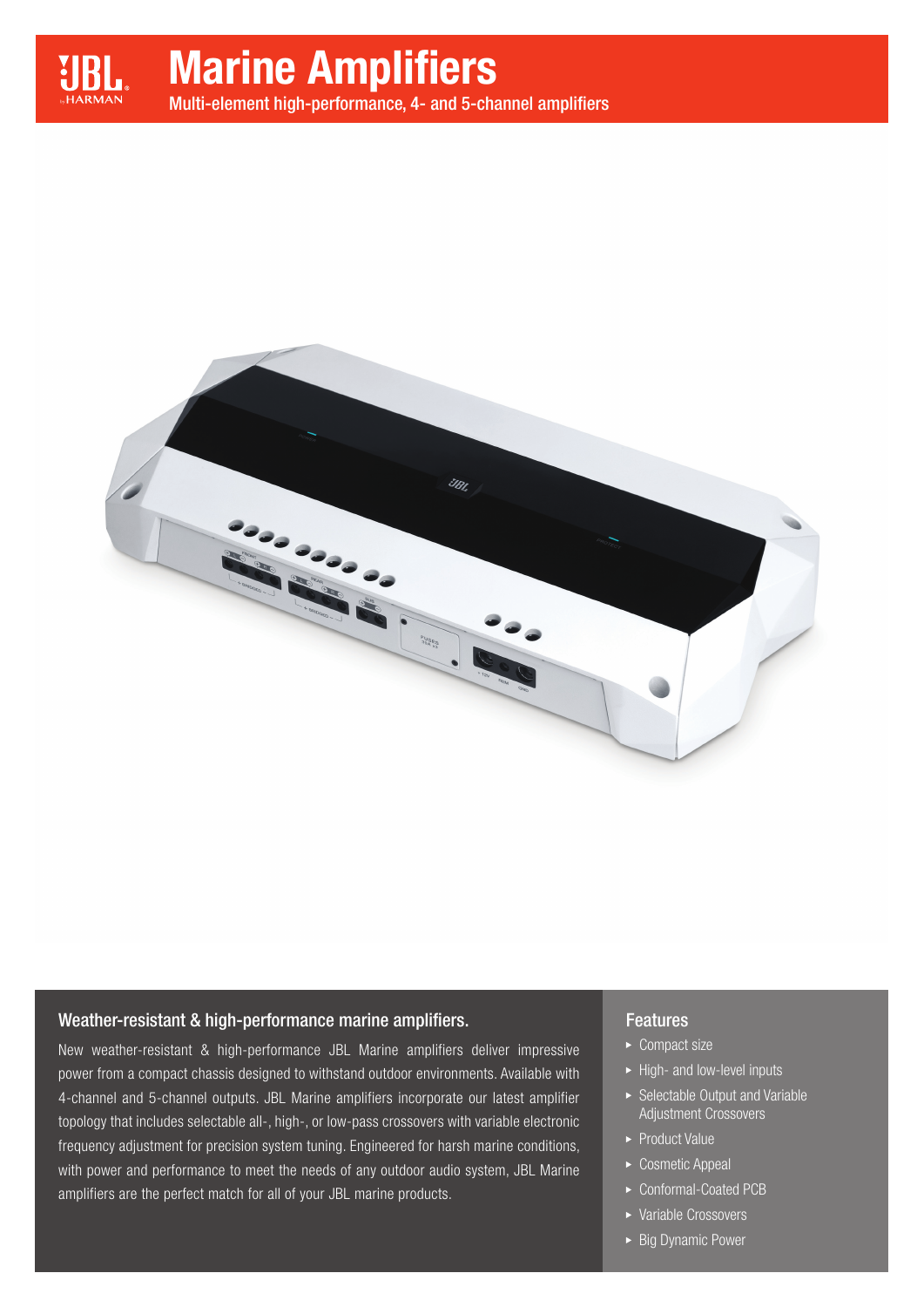JBL by HARMAN

# Marine Amplifiers

Multi-element high-performance, 4- and 5-channel amplifiers

## Weather-resistant & high-performance marine amplifiers.

New weather-resistant & high-performance JBL Marine amplifiers deliver impressive power from a compact chassis designed to withstand outdoor environments. Available with 4-channel and 5-channel outputs. JBL Marine amplifiers incorporate our latest amplifier topology that includes selectable all-, high-, or low-pass crossovers with variable electronic frequency adjustment for precision system tuning. Engineered for harsh marine conditions, with power and performance to meet the needs of any outdoor audio system, JBL Marine amplifiers are the perfect match for all of your JBL marine products.

## Features

- Compact size
- High- and low-level inputs
- Selectable Output and Variable Adjustment Crossovers
- Product Value
- Cosmetic Appeal
- Conformal-Coated PCB
- Variable Crossovers
- Big Dynamic Power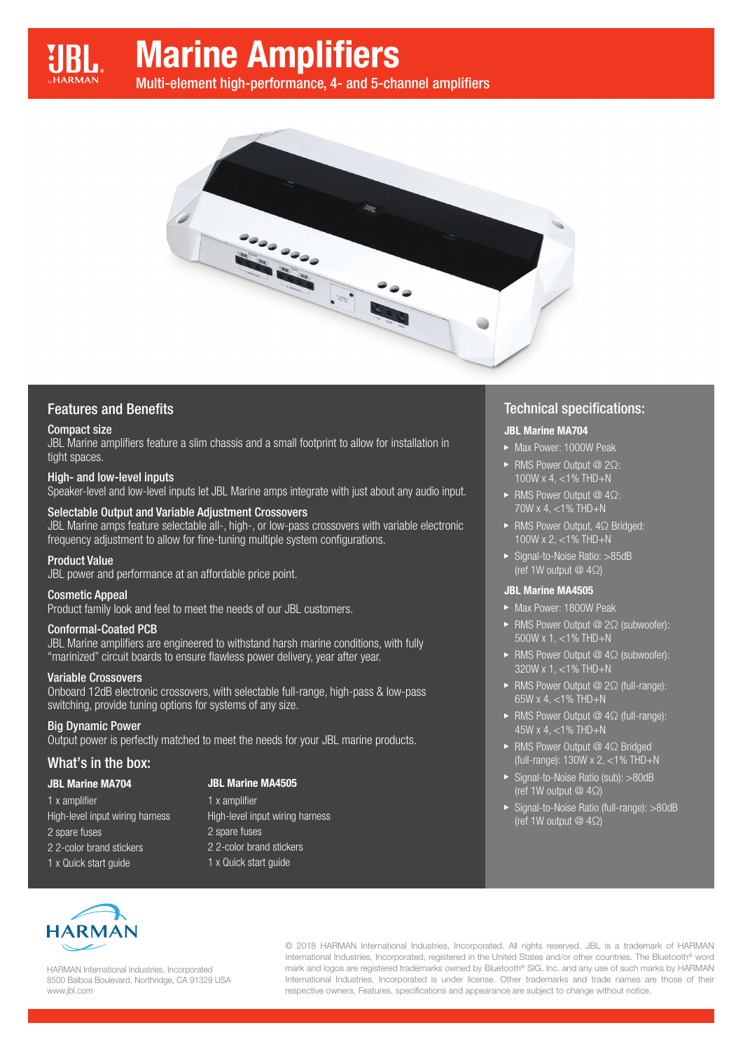# Marine Amplifiers

Multi-element high-performance, 4- and 5-channel amplifiers

## Features and Benefits

**Compact size**
JBL Marine amplifiers feature a slim chassis and a small footprint to allow for installation in tight spaces.

**High- and low-level inputs**
Speaker-level and low-level inputs let JBL Marine amps integrate with just about any audio input.

**Selectable Output and Variable Adjustment Crossovers**
JBL Marine amps feature selectable all-, high-, or low-pass crossovers with variable electronic frequency adjustment to allow for fine-tuning multiple system configurations.

**Product Value**
JBL power and performance at an affordable price point.

**Cosmetic Appeal**
Product family look and feel to meet the needs of our JBL customers.

**Conformal-Coated PCB**
JBL Marine amplifiers are engineered to withstand harsh marine conditions, with fully "marinized" circuit boards to ensure flawless power delivery, year after year.

**Variable Crossovers**
Onboard 12dB electronic crossovers, with selectable full-range, high-pass & low-pass switching, provide tuning options for systems of any size.

**Big Dynamic Power**
Output power is perfectly matched to meet the needs for your JBL marine products.

## What's in the box:

### JBL Marine MA704

1 x amplifier
High-level input wiring harness
2 spare fuses
2 2-color brand stickers
1 x Quick start guide

### JBL Marine MA4505

1 x amplifier
High-level input wiring harness
2 spare fuses
2 2-color brand stickers
1 x Quick start guide

## Technical specifications:

### JBL Marine MA704

- Max Power: 1000W Peak
- RMS Power Output @ 2Ω: 100W x 4, <1% THD+N
- RMS Power Output @ 4Ω: 70W x 4, <1% THD+N
- RMS Power Output, 4Ω Bridged: 100W x 2, <1% THD+N
- Signal-to-Noise Ratio: >85dB (ref 1W output @ 4Ω)

### JBL Marine MA4505

- Max Power: 1800W Peak
- RMS Power Output @ 2Ω (subwoofer): 500W x 1, <1% THD+N
- RMS Power Output @ 4Ω (subwoofer): 320W x 1, <1% THD+N
- RMS Power Output @ 2Ω (full-range): 65W x 4, <1% THD+N
- RMS Power Output @ 4Ω (full-range): 45W x 4, <1% THD+N
- RMS Power Output @ 4Ω Bridged (full-range): 130W x 2, <1% THD+N
- Signal-to-Noise Ratio (sub): >80dB (ref 1W output @ 4Ω)
- Signal-to-Noise Ratio (full-range): >80dB (ref 1W output @ 4Ω)

HARMAN International Industries, Incorporated
8500 Balboa Boulevard, Northridge, CA 91329 USA
www.jbl.com

© 2018 HARMAN International Industries, Incorporated. All rights reserved. JBL is a trademark of HARMAN International Industries, Incorporated, registered in the United States and/or other countries. The Bluetooth® word mark and logos are registered trademarks owned by Bluetooth® SIG, Inc. and any use of such marks by HARMAN International Industries, Incorporated is under license. Other trademarks and trade names are those of their respective owners. Features, specifications and appearance are subject to change without notice.